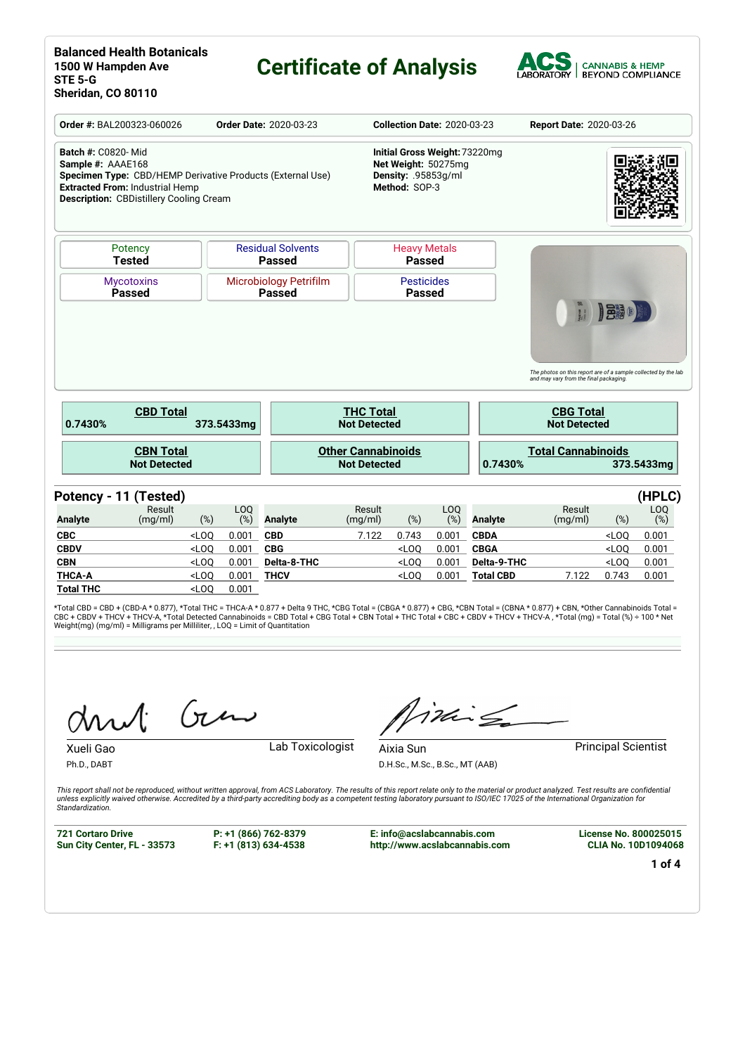**Balanced Health Botanicals**
**1500 W Hampden Ave**
**STE 5-G**
**Sheridan, CO 80110**

# Certificate of Analysis

ACS LABORATORY | CANNABIS & HEMP BEYOND COMPLIANCE

**Order #:** BAL200323-060026 **Order Date:** 2020-03-23 **Collection Date:** 2020-03-23 **Report Date:** 2020-03-26

**Batch #:** C0820- Mid
**Sample #:** AAAE168
**Specimen Type:** CBD/HEMP Derivative Products (External Use)
**Extracted From:** Industrial Hemp
**Description:** CBDistillery Cooling Cream

**Initial Gross Weight:** 73220mg
**Net Weight:** 50275mg
**Density:** .95853g/ml
**Method:** SOP-3

| Potency | Residual Solvents | Heavy Metals |
|---|---|---|
| **Tested** | **Passed** | **Passed** |

| Mycotoxins | Microbiology Petrifilm | Pesticides |
|---|---|---|
| **Passed** | **Passed** | **Passed** |

*The photos on this report are of a sample collected by the lab and may vary from the final packaging.*

| CBD Total | THC Total | CBG Total |
|---|---|---|
| 0.7430% 373.5433mg | Not Detected | Not Detected |

| CBN Total | Other Cannabinoids | Total Cannabinoids |
|---|---|---|
| Not Detected | Not Detected | 0.7430% 373.5433mg |

## Potency - 11 (Tested) (HPLC)

| Analyte | Result (mg/ml) | (%) | LOQ (%) | Analyte | Result (mg/ml) | (%) | LOQ (%) | Analyte | Result (mg/ml) | (%) | LOQ (%) |
|---|---|---|---|---|---|---|---|---|---|---|---|
| **CBC** | | <LOQ | 0.001 | **CBD** | 7.122 | 0.743 | 0.001 | **CBDA** | | <LOQ | 0.001 |
| **CBDV** | | <LOQ | 0.001 | **CBG** | | <LOQ | 0.001 | **CBGA** | | <LOQ | 0.001 |
| **CBN** | | <LOQ | 0.001 | **Delta-8-THC** | | <LOQ | 0.001 | **Delta-9-THC** | | <LOQ | 0.001 |
| **THCA-A** | | <LOQ | 0.001 | **THCV** | | <LOQ | 0.001 | **Total CBD** | 7.122 | 0.743 | 0.001 |
| **Total THC** | | <LOQ | 0.001 | | | | | | | | |

*Total CBD = CBD + (CBD-A * 0.877), *Total THC = THCA-A * 0.877 + Delta 9 THC, *CBG Total = (CBGA * 0.877) + CBG, *CBN Total = (CBNA * 0.877) + CBN, *Other Cannabinoids Total = CBC + CBDV + THCV + THCV-A, *Total Detected Cannabinoids = CBD Total + CBG Total + CBN Total + THC Total + CBC + CBDV + THCV + THCV-A , *Total (mg) = Total (%) ÷ 100 * Net Weight(mg) (mg/ml) = Milligrams per Milliliter, , LOQ = Limit of Quantitation

Xueli Gao
Ph.D., DABT
Lab Toxicologist

Aixia Sun
D.H.Sc., M.Sc., B.Sc., MT (AAB)
Principal Scientist

*This report shall not be reproduced, without written approval, from ACS Laboratory. The results of this report relate only to the material or product analyzed. Test results are confidential unless explicitly waived otherwise. Accredited by a third-party accrediting body as a competent testing laboratory pursuant to ISO/IEC 17025 of the International Organization for Standardization.*

**721 Cortaro Drive**
**Sun City Center, FL - 33573**

**P: +1 (866) 762-8379**
**F: +1 (813) 634-4538**

**E: info@acslabcannabis.com**
**http://www.acslabcannabis.com**

**License No. 800025015**
**CLIA No. 10D1094068**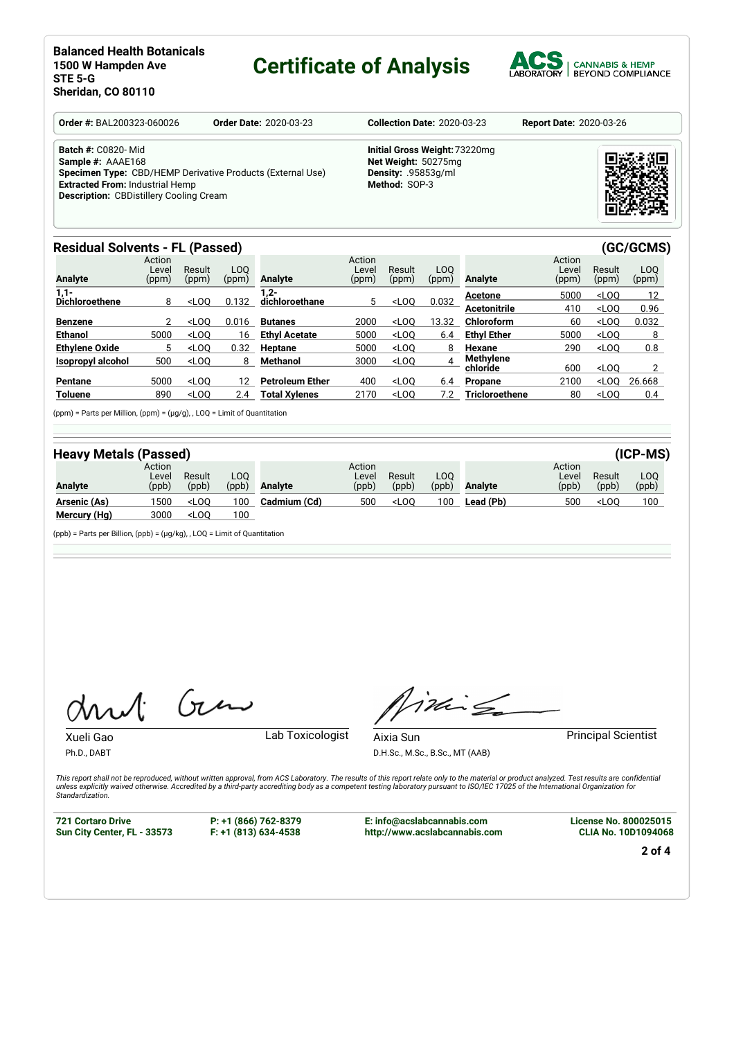**Balanced Health Botanicals**
**1500 W Hampden Ave**
**STE 5-G**
**Sheridan, CO 80110**

# Certificate of Analysis

ACS LABORATORY | CANNABIS & HEMP BEYOND COMPLIANCE

**Order #:** BAL200323-060026 **Order Date:** 2020-03-23 **Collection Date:** 2020-03-23 **Report Date:** 2020-03-26

**Batch #:** C0820- Mid
**Sample #:** AAAE168
**Specimen Type:** CBD/HEMP Derivative Products (External Use)
**Extracted From:** Industrial Hemp
**Description:** CBDistillery Cooling Cream

**Initial Gross Weight:** 73220mg
**Net Weight:** 50275mg
**Density:** .95853g/ml
**Method:** SOP-3

## Residual Solvents - FL (Passed) (GC/GCMS)

| Analyte | Action Level (ppm) | Result (ppm) | LOQ (ppm) | Analyte | Action Level (ppm) | Result (ppm) | LOQ (ppm) | Analyte | Action Level (ppm) | Result (ppm) | LOQ (ppm) |
|---|---|---|---|---|---|---|---|---|---|---|---|
| 1,1-Dichloroethene | 8 | <LOQ | 0.132 | 1,2-dichloroethane | 5 | <LOQ | 0.032 | Acetone | 5000 | <LOQ | 12 |
| | | | | | | | | Acetonitrile | 410 | <LOQ | 0.96 |
| Benzene | 2 | <LOQ | 0.016 | Butanes | 2000 | <LOQ | 13.32 | Chloroform | 60 | <LOQ | 0.032 |
| Ethanol | 5000 | <LOQ | 16 | Ethyl Acetate | 5000 | <LOQ | 6.4 | Ethyl Ether | 5000 | <LOQ | 8 |
| Ethylene Oxide | 5 | <LOQ | 0.32 | Heptane | 5000 | <LOQ | 8 | Hexane | 290 | <LOQ | 0.8 |
| Isopropyl alcohol | 500 | <LOQ | 8 | Methanol | 3000 | <LOQ | 4 | Methylene chloride | 600 | <LOQ | 2 |
| Pentane | 5000 | <LOQ | 12 | Petroleum Ether | 400 | <LOQ | 6.4 | Propane | 2100 | <LOQ | 26.668 |
| Toluene | 890 | <LOQ | 2.4 | Total Xylenes | 2170 | <LOQ | 7.2 | Tricloroethene | 80 | <LOQ | 0.4 |

(ppm) = Parts per Million, (ppm) = (µg/g), , LOQ = Limit of Quantitation

## Heavy Metals (Passed) (ICP-MS)

| Analyte | Action Level (ppb) | Result (ppb) | LOQ (ppb) | Analyte | Action Level (ppb) | Result (ppb) | LOQ (ppb) | Analyte | Action Level (ppb) | Result (ppb) | LOQ (ppb) |
|---|---|---|---|---|---|---|---|---|---|---|---|
| Arsenic (As) | 1500 | <LOQ | 100 | Cadmium (Cd) | 500 | <LOQ | 100 | Lead (Pb) | 500 | <LOQ | 100 |
| Mercury (Hg) | 3000 | <LOQ | 100 | | | | | | | | |

(ppb) = Parts per Billion, (ppb) = (µg/kg), , LOQ = Limit of Quantitation

Xueli Gao, Ph.D., DABT — Lab Toxicologist

Aixia Sun, D.H.Sc., M.Sc., B.Sc., MT (AAB) — Principal Scientist

*This report shall not be reproduced, without written approval, from ACS Laboratory. The results of this report relate only to the material or product analyzed. Test results are confidential unless explicitly waived otherwise. Accredited by a third-party accrediting body as a competent testing laboratory pursuant to ISO/IEC 17025 of the International Organization for Standardization.*

**721 Cortaro Drive**
**Sun City Center, FL - 33573**

**P: +1 (866) 762-8379**
**F: +1 (813) 634-4538**

**E: info@acslabcannabis.com**
**http://www.acslabcannabis.com**

**License No. 800025015**
**CLIA No. 10D1094068**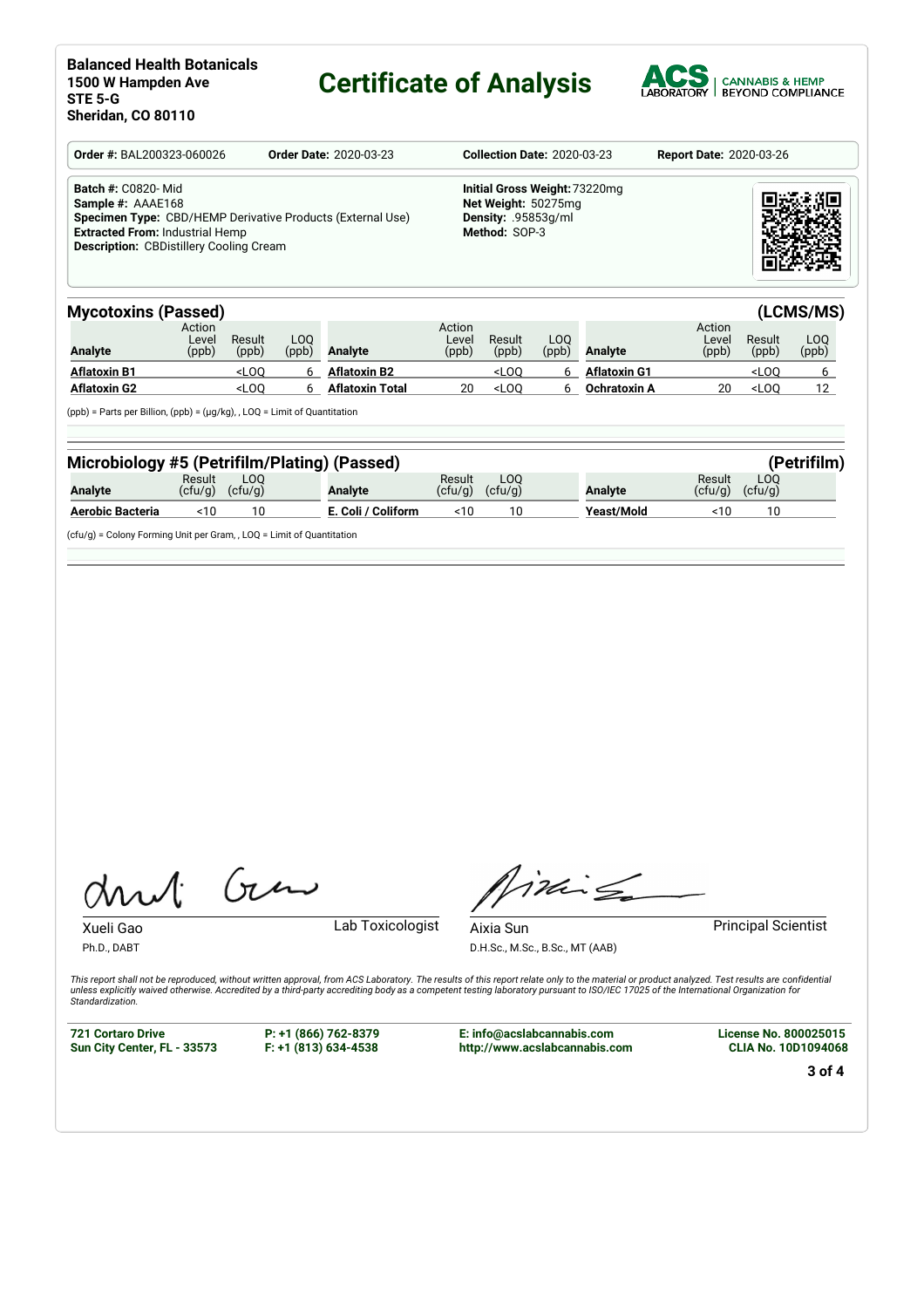**Balanced Health Botanicals**
**1500 W Hampden Ave**
**STE 5-G**
**Sheridan, CO 80110**

# Certificate of Analysis

ACS LABORATORY | CANNABIS & HEMP BEYOND COMPLIANCE

**Order #:** BAL200323-060026 **Order Date:** 2020-03-23 **Collection Date:** 2020-03-23 **Report Date:** 2020-03-26

**Batch #:** C0820- Mid
**Sample #:** AAAE168
**Specimen Type:** CBD/HEMP Derivative Products (External Use)
**Extracted From:** Industrial Hemp
**Description:** CBDistillery Cooling Cream

**Initial Gross Weight:** 73220mg
**Net Weight:** 50275mg
**Density:** .95853g/ml
**Method:** SOP-3

## Mycotoxins (Passed) (LCMS/MS)

| Analyte | Action Level (ppb) | Result (ppb) | LOQ (ppb) | Analyte | Action Level (ppb) | Result (ppb) | LOQ (ppb) | Analyte | Action Level (ppb) | Result (ppb) | LOQ (ppb) |
|---|---|---|---|---|---|---|---|---|---|---|---|
| **Aflatoxin B1** | | <LOQ | 6 | **Aflatoxin B2** | | <LOQ | 6 | **Aflatoxin G1** | | <LOQ | 6 |
| **Aflatoxin G2** | | <LOQ | 6 | **Aflatoxin Total** | 20 | <LOQ | 6 | **Ochratoxin A** | 20 | <LOQ | 12 |

(ppb) = Parts per Billion, (ppb) = (µg/kg), , LOQ = Limit of Quantitation

## Microbiology #5 (Petrifilm/Plating) (Passed) (Petrifilm)

| Analyte | Result (cfu/g) | LOQ (cfu/g) | Analyte | Result (cfu/g) | LOQ (cfu/g) | Analyte | Result (cfu/g) | LOQ (cfu/g) |
|---|---|---|---|---|---|---|---|---|
| **Aerobic Bacteria** | <10 | 10 | **E. Coli / Coliform** | <10 | 10 | **Yeast/Mold** | <10 | 10 |

(cfu/g) = Colony Forming Unit per Gram, , LOQ = Limit of Quantitation

Xueli Gao, Ph.D., DABT — Lab Toxicologist

Aixia Sun, D.H.Sc., M.Sc., B.Sc., MT (AAB) — Principal Scientist

*This report shall not be reproduced, without written approval, from ACS Laboratory. The results of this report relate only to the material or product analyzed. Test results are confidential unless explicitly waived otherwise. Accredited by a third-party accrediting body as a competent testing laboratory pursuant to ISO/IEC 17025 of the International Organization for Standardization.*

**721 Cortaro Drive**
**Sun City Center, FL - 33573**

**P: +1 (866) 762-8379**
**F: +1 (813) 634-4538**

**E: info@acslabcannabis.com**
**http://www.acslabcannabis.com**

**License No. 800025015**
**CLIA No. 10D1094068**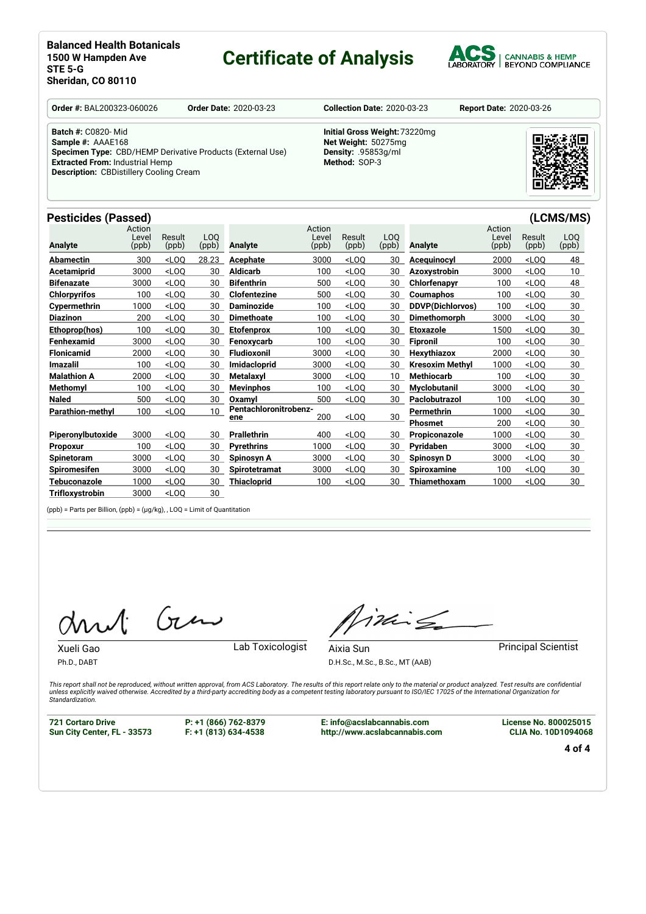**Balanced Health Botanicals**
**1500 W Hampden Ave**
**STE 5-G**
**Sheridan, CO 80110**

# Certificate of Analysis

ACS LABORATORY | CANNABIS & HEMP BEYOND COMPLIANCE

**Order #:** BAL200323-060026 **Order Date:** 2020-03-23 **Collection Date:** 2020-03-23 **Report Date:** 2020-03-26

**Batch #:** C0820- Mid
**Sample #:** AAAE168
**Specimen Type:** CBD/HEMP Derivative Products (External Use)
**Extracted From:** Industrial Hemp
**Description:** CBDistillery Cooling Cream

**Initial Gross Weight:** 73220mg
**Net Weight:** 50275mg
**Density:** .95853g/ml
**Method:** SOP-3

## Pesticides (Passed) (LCMS/MS)

| Analyte | Action Level (ppb) | Result (ppb) | LOQ (ppb) | Analyte | Action Level (ppb) | Result (ppb) | LOQ (ppb) | Analyte | Action Level (ppb) | Result (ppb) | LOQ (ppb) |
|---|---|---|---|---|---|---|---|---|---|---|---|
| Abamectin | 300 | <LOQ | 28.23 | Acephate | 3000 | <LOQ | 30 | Acequinocyl | 2000 | <LOQ | 48 |
| Acetamiprid | 3000 | <LOQ | 30 | Aldicarb | 100 | <LOQ | 30 | Azoxystrobin | 3000 | <LOQ | 10 |
| Bifenazate | 3000 | <LOQ | 30 | Bifenthrin | 500 | <LOQ | 30 | Chlorfenapyr | 100 | <LOQ | 48 |
| Chlorpyrifos | 100 | <LOQ | 30 | Clofentezine | 500 | <LOQ | 30 | Coumaphos | 100 | <LOQ | 30 |
| Cypermethrin | 1000 | <LOQ | 30 | Daminozide | 100 | <LOQ | 30 | DDVP(Dichlorvos) | 100 | <LOQ | 30 |
| Diazinon | 200 | <LOQ | 30 | Dimethoate | 100 | <LOQ | 30 | Dimethomorph | 3000 | <LOQ | 30 |
| Ethoprop(hos) | 100 | <LOQ | 30 | Etofenprox | 100 | <LOQ | 30 | Etoxazole | 1500 | <LOQ | 30 |
| Fenhexamid | 3000 | <LOQ | 30 | Fenoxycarb | 100 | <LOQ | 30 | Fipronil | 100 | <LOQ | 30 |
| Flonicamid | 2000 | <LOQ | 30 | Fludioxonil | 3000 | <LOQ | 30 | Hexythiazox | 2000 | <LOQ | 30 |
| Imazalil | 100 | <LOQ | 30 | Imidacloprid | 3000 | <LOQ | 30 | Kresoxim Methyl | 1000 | <LOQ | 30 |
| Malathion A | 2000 | <LOQ | 30 | Metalaxyl | 3000 | <LOQ | 10 | Methiocarb | 100 | <LOQ | 30 |
| Methomyl | 100 | <LOQ | 30 | Mevinphos | 100 | <LOQ | 30 | Myclobutanil | 3000 | <LOQ | 30 |
| Naled | 500 | <LOQ | 30 | Oxamyl | 500 | <LOQ | 30 | Paclobutrazol | 100 | <LOQ | 30 |
| Parathion-methyl | 100 | <LOQ | 10 | Pentachloronitrobenzene | 200 | <LOQ | 30 | Permethrin | 1000 | <LOQ | 30 |
| | | | | | | | | Phosmet | 200 | <LOQ | 30 |
| Piperonylbutoxide | 3000 | <LOQ | 30 | Prallethrin | 400 | <LOQ | 30 | Propiconazole | 1000 | <LOQ | 30 |
| Propoxur | 100 | <LOQ | 30 | Pyrethrins | 1000 | <LOQ | 30 | Pyridaben | 3000 | <LOQ | 30 |
| Spinetoram | 3000 | <LOQ | 30 | Spinosyn A | 3000 | <LOQ | 30 | Spinosyn D | 3000 | <LOQ | 30 |
| Spiromesifen | 3000 | <LOQ | 30 | Spirotetramat | 3000 | <LOQ | 30 | Spiroxamine | 100 | <LOQ | 30 |
| Tebuconazole | 1000 | <LOQ | 30 | Thiacloprid | 100 | <LOQ | 30 | Thiamethoxam | 1000 | <LOQ | 30 |
| Trifloxystrobin | 3000 | <LOQ | 30 | | | | | | | | |

(ppb) = Parts per Billion, (ppb) = (µg/kg), , LOQ = Limit of Quantitation

Xueli Gao — Lab Toxicologist
Ph.D., DABT

Aixia Sun — Principal Scientist
D.H.Sc., M.Sc., B.Sc., MT (AAB)

*This report shall not be reproduced, without written approval, from ACS Laboratory. The results of this report relate only to the material or product analyzed. Test results are confidential unless explicitly waived otherwise. Accredited by a third-party accrediting body as a competent testing laboratory pursuant to ISO/IEC 17025 of the International Organization for Standardization.*

**721 Cortaro Drive**
**Sun City Center, FL - 33573**

**P: +1 (866) 762-8379**
**F: +1 (813) 634-4538**

**E: info@acslabcannabis.com**
**http://www.acslabcannabis.com**

**License No. 800025015**
**CLIA No. 10D1094068**